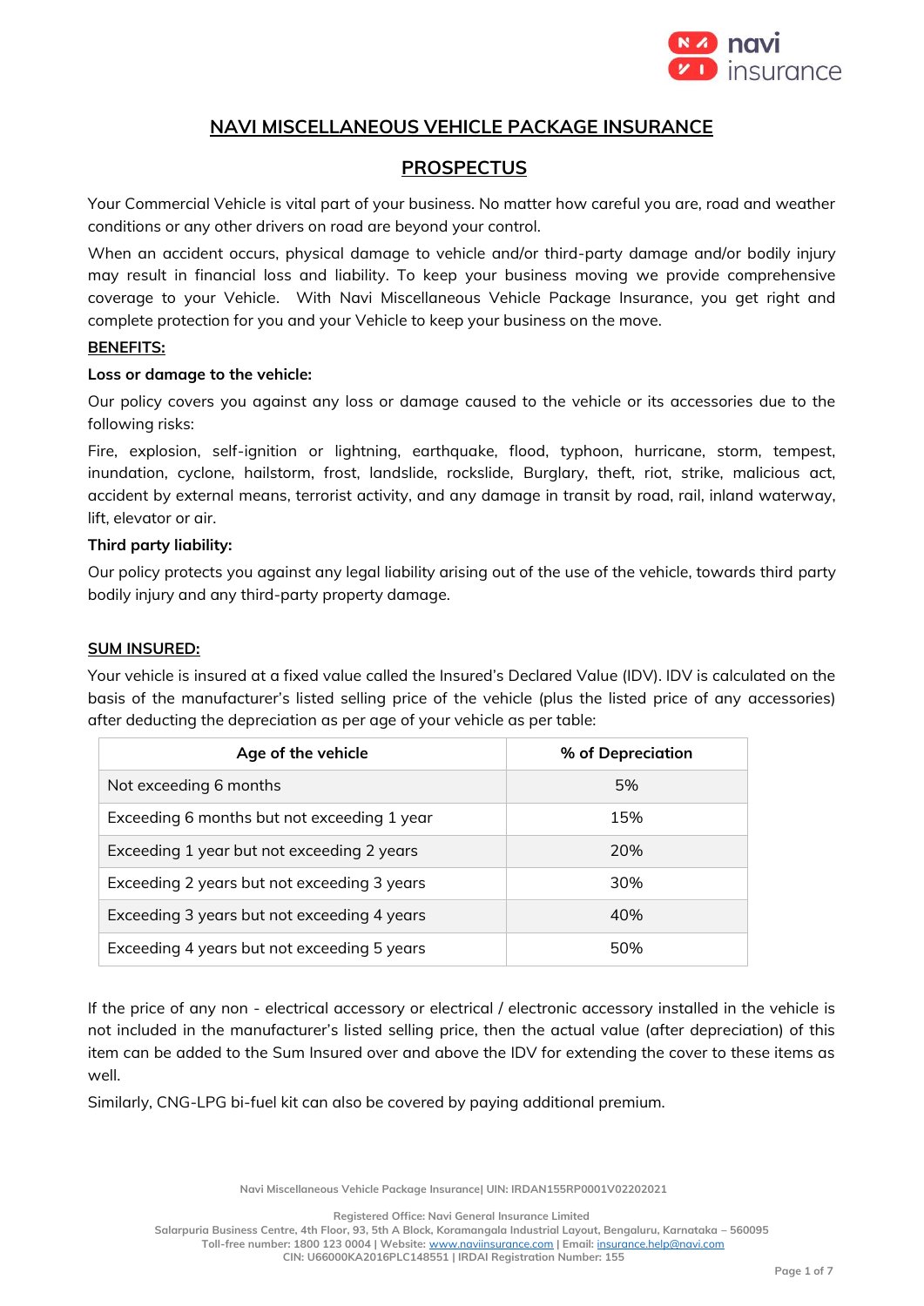# NAVI MISCELLANEOUS VEHICLE PACKAGE INSURANCE

## PROSPECTUS

Your Commercial Vehicle is vital part of your business. No matter how careful you are, road and weather conditions or any other drivers on road are beyond your control.

When an accident occurs, physical damage to vehicle and/or third-party damage and/or bodily injury may result in financial loss and liability. To keep your business moving we provide comprehensive coverage to your Vehicle. With Navi Miscellaneous Vehicle Package Insurance, you get right and complete protection for you and your Vehicle to keep your business on the move.

### BENEFITS:

**Loss or damage to the vehicle:**

Our policy covers you against any loss or damage caused to the vehicle or its accessories due to the following risks:

Fire, explosion, self-ignition or lightning, earthquake, flood, typhoon, hurricane, storm, tempest, inundation, cyclone, hailstorm, frost, landslide, rockslide, Burglary, theft, riot, strike, malicious act, accident by external means, terrorist activity, and any damage in transit by road, rail, inland waterway, lift, elevator or air.

**Third party liability:**

Our policy protects you against any legal liability arising out of the use of the vehicle, towards third party bodily injury and any third-party property damage.

### SUM INSURED:

Your vehicle is insured at a fixed value called the Insured's Declared Value (IDV). IDV is calculated on the basis of the manufacturer's listed selling price of the vehicle (plus the listed price of any accessories) after deducting the depreciation as per age of your vehicle as per table:

| Age of the vehicle | % of Depreciation |
|---|---|
| Not exceeding 6 months | 5% |
| Exceeding 6 months but not exceeding 1 year | 15% |
| Exceeding 1 year but not exceeding 2 years | 20% |
| Exceeding 2 years but not exceeding 3 years | 30% |
| Exceeding 3 years but not exceeding 4 years | 40% |
| Exceeding 4 years but not exceeding 5 years | 50% |

If the price of any non - electrical accessory or electrical / electronic accessory installed in the vehicle is not included in the manufacturer's listed selling price, then the actual value (after depreciation) of this item can be added to the Sum Insured over and above the IDV for extending the cover to these items as well.

Similarly, CNG-LPG bi-fuel kit can also be covered by paying additional premium.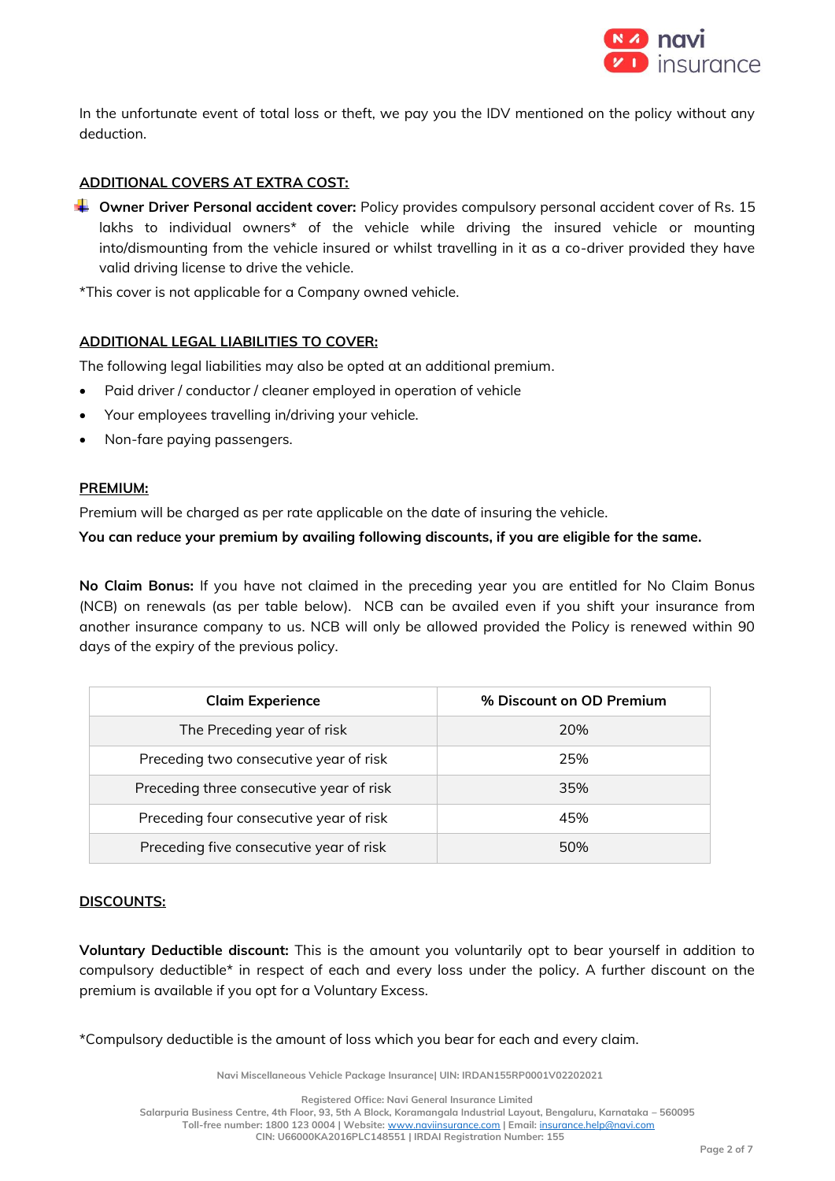In the unfortunate event of total loss or theft, we pay you the IDV mentioned on the policy without any deduction.

## ADDITIONAL COVERS AT EXTRA COST:

- **Owner Driver Personal accident cover:** Policy provides compulsory personal accident cover of Rs. 15 lakhs to individual owners* of the vehicle while driving the insured vehicle or mounting into/dismounting from the vehicle insured or whilst travelling in it as a co-driver provided they have valid driving license to drive the vehicle.

*This cover is not applicable for a Company owned vehicle.

## ADDITIONAL LEGAL LIABILITIES TO COVER:

The following legal liabilities may also be opted at an additional premium.

- Paid driver / conductor / cleaner employed in operation of vehicle
- Your employees travelling in/driving your vehicle.
- Non-fare paying passengers.

## PREMIUM:

Premium will be charged as per rate applicable on the date of insuring the vehicle.

**You can reduce your premium by availing following discounts, if you are eligible for the same.**

**No Claim Bonus:** If you have not claimed in the preceding year you are entitled for No Claim Bonus (NCB) on renewals (as per table below). NCB can be availed even if you shift your insurance from another insurance company to us. NCB will only be allowed provided the Policy is renewed within 90 days of the expiry of the previous policy.

| Claim Experience | % Discount on OD Premium |
|---|---|
| The Preceding year of risk | 20% |
| Preceding two consecutive year of risk | 25% |
| Preceding three consecutive year of risk | 35% |
| Preceding four consecutive year of risk | 45% |
| Preceding five consecutive year of risk | 50% |

## DISCOUNTS:

**Voluntary Deductible discount:** This is the amount you voluntarily opt to bear yourself in addition to compulsory deductible* in respect of each and every loss under the policy. A further discount on the premium is available if you opt for a Voluntary Excess.

*Compulsory deductible is the amount of loss which you bear for each and every claim.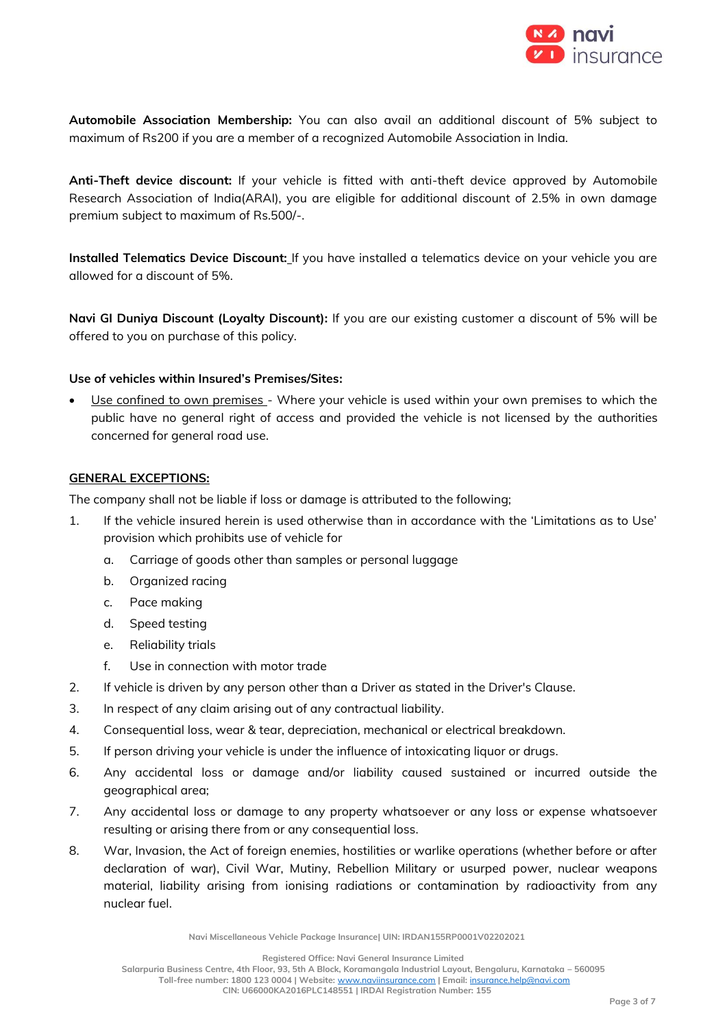**Automobile Association Membership:** You can also avail an additional discount of 5% subject to maximum of Rs200 if you are a member of a recognized Automobile Association in India.

**Anti-Theft device discount:** If your vehicle is fitted with anti-theft device approved by Automobile Research Association of India(ARAI), you are eligible for additional discount of 2.5% in own damage premium subject to maximum of Rs.500/-.

**Installed Telematics Device Discount:** If you have installed a telematics device on your vehicle you are allowed for a discount of 5%.

**Navi GI Duniya Discount (Loyalty Discount):** If you are our existing customer a discount of 5% will be offered to you on purchase of this policy.

**Use of vehicles within Insured's Premises/Sites:**

- Use confined to own premises - Where your vehicle is used within your own premises to which the public have no general right of access and provided the vehicle is not licensed by the authorities concerned for general road use.

**GENERAL EXCEPTIONS:**

The company shall not be liable if loss or damage is attributed to the following;

1. If the vehicle insured herein is used otherwise than in accordance with the 'Limitations as to Use' provision which prohibits use of vehicle for
    a. Carriage of goods other than samples or personal luggage
    b. Organized racing
    c. Pace making
    d. Speed testing
    e. Reliability trials
    f. Use in connection with motor trade
2. If vehicle is driven by any person other than a Driver as stated in the Driver's Clause.
3. In respect of any claim arising out of any contractual liability.
4. Consequential loss, wear & tear, depreciation, mechanical or electrical breakdown.
5. If person driving your vehicle is under the influence of intoxicating liquor or drugs.
6. Any accidental loss or damage and/or liability caused sustained or incurred outside the geographical area;
7. Any accidental loss or damage to any property whatsoever or any loss or expense whatsoever resulting or arising there from or any consequential loss.
8. War, Invasion, the Act of foreign enemies, hostilities or warlike operations (whether before or after declaration of war), Civil War, Mutiny, Rebellion Military or usurped power, nuclear weapons material, liability arising from ionising radiations or contamination by radioactivity from any nuclear fuel.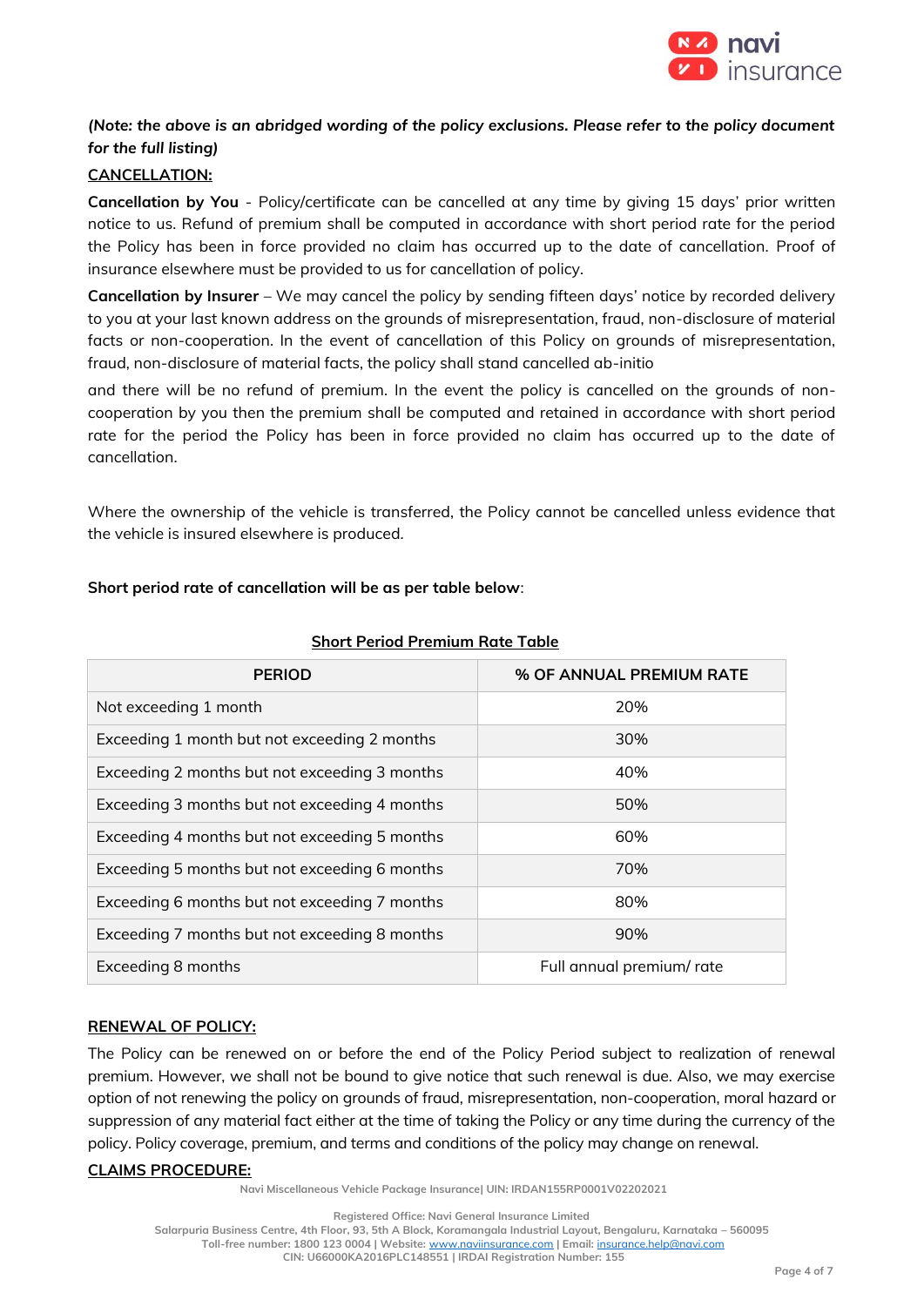*(Note: the above is an abridged wording of the policy exclusions. Please refer to the policy document for the full listing)*

**CANCELLATION:**

**Cancellation by You** - Policy/certificate can be cancelled at any time by giving 15 days' prior written notice to us. Refund of premium shall be computed in accordance with short period rate for the period the Policy has been in force provided no claim has occurred up to the date of cancellation. Proof of insurance elsewhere must be provided to us for cancellation of policy.

**Cancellation by Insurer** – We may cancel the policy by sending fifteen days' notice by recorded delivery to you at your last known address on the grounds of misrepresentation, fraud, non-disclosure of material facts or non-cooperation. In the event of cancellation of this Policy on grounds of misrepresentation, fraud, non-disclosure of material facts, the policy shall stand cancelled ab-initio

and there will be no refund of premium. In the event the policy is cancelled on the grounds of non-cooperation by you then the premium shall be computed and retained in accordance with short period rate for the period the Policy has been in force provided no claim has occurred up to the date of cancellation.

Where the ownership of the vehicle is transferred, the Policy cannot be cancelled unless evidence that the vehicle is insured elsewhere is produced.

**Short period rate of cancellation will be as per table below**:

**Short Period Premium Rate Table**

| PERIOD | % OF ANNUAL PREMIUM RATE |
|---|---|
| Not exceeding 1 month | 20% |
| Exceeding 1 month but not exceeding 2 months | 30% |
| Exceeding 2 months but not exceeding 3 months | 40% |
| Exceeding 3 months but not exceeding 4 months | 50% |
| Exceeding 4 months but not exceeding 5 months | 60% |
| Exceeding 5 months but not exceeding 6 months | 70% |
| Exceeding 6 months but not exceeding 7 months | 80% |
| Exceeding 7 months but not exceeding 8 months | 90% |
| Exceeding 8 months | Full annual premium/ rate |

**RENEWAL OF POLICY:**

The Policy can be renewed on or before the end of the Policy Period subject to realization of renewal premium. However, we shall not be bound to give notice that such renewal is due. Also, we may exercise option of not renewing the policy on grounds of fraud, misrepresentation, non-cooperation, moral hazard or suppression of any material fact either at the time of taking the Policy or any time during the currency of the policy. Policy coverage, premium, and terms and conditions of the policy may change on renewal.

**CLAIMS PROCEDURE:**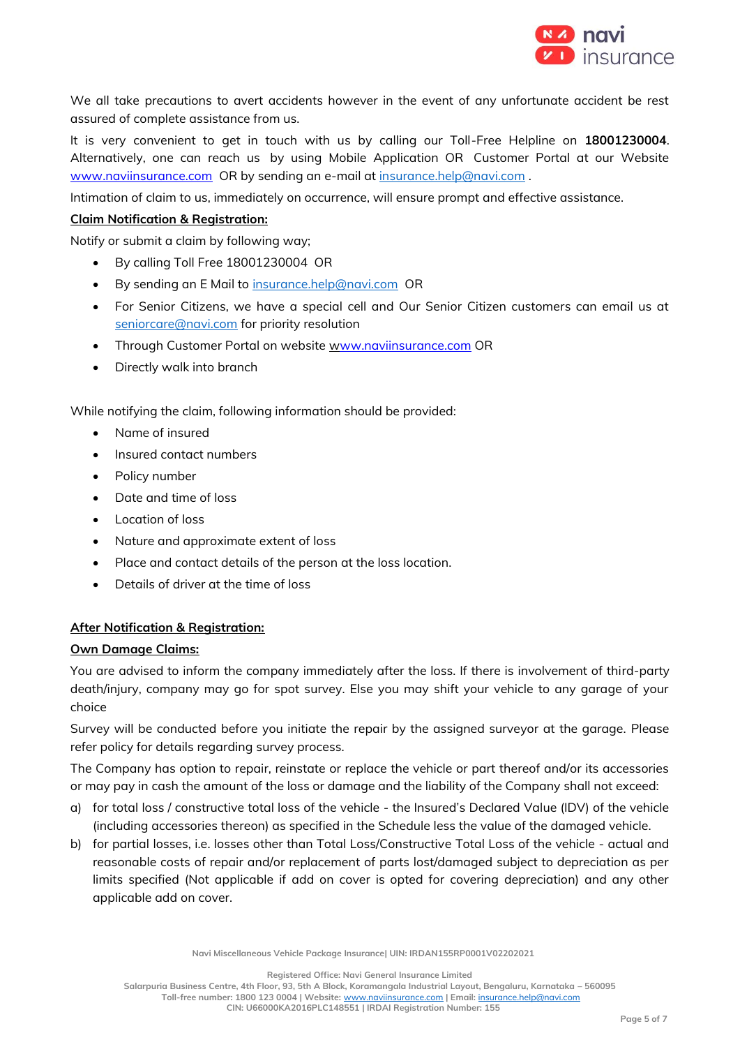We all take precautions to avert accidents however in the event of any unfortunate accident be rest assured of complete assistance from us.

It is very convenient to get in touch with us by calling our Toll-Free Helpline on **18001230004**. Alternatively, one can reach us by using Mobile Application OR Customer Portal at our Website www.naviinsurance.com OR by sending an e-mail at insurance.help@navi.com .

Intimation of claim to us, immediately on occurrence, will ensure prompt and effective assistance.

**Claim Notification & Registration:**

Notify or submit a claim by following way;

- By calling Toll Free 18001230004 OR
- By sending an E Mail to insurance.help@navi.com OR
- For Senior Citizens, we have a special cell and Our Senior Citizen customers can email us at seniorcare@navi.com for priority resolution
- Through Customer Portal on website www.naviinsurance.com OR
- Directly walk into branch

While notifying the claim, following information should be provided:

- Name of insured
- Insured contact numbers
- Policy number
- Date and time of loss
- Location of loss
- Nature and approximate extent of loss
- Place and contact details of the person at the loss location.
- Details of driver at the time of loss

**After Notification & Registration:**

**Own Damage Claims:**

You are advised to inform the company immediately after the loss. If there is involvement of third-party death/injury, company may go for spot survey. Else you may shift your vehicle to any garage of your choice

Survey will be conducted before you initiate the repair by the assigned surveyor at the garage. Please refer policy for details regarding survey process.

The Company has option to repair, reinstate or replace the vehicle or part thereof and/or its accessories or may pay in cash the amount of the loss or damage and the liability of the Company shall not exceed:

a) for total loss / constructive total loss of the vehicle - the Insured's Declared Value (IDV) of the vehicle (including accessories thereon) as specified in the Schedule less the value of the damaged vehicle.

b) for partial losses, i.e. losses other than Total Loss/Constructive Total Loss of the vehicle - actual and reasonable costs of repair and/or replacement of parts lost/damaged subject to depreciation as per limits specified (Not applicable if add on cover is opted for covering depreciation) and any other applicable add on cover.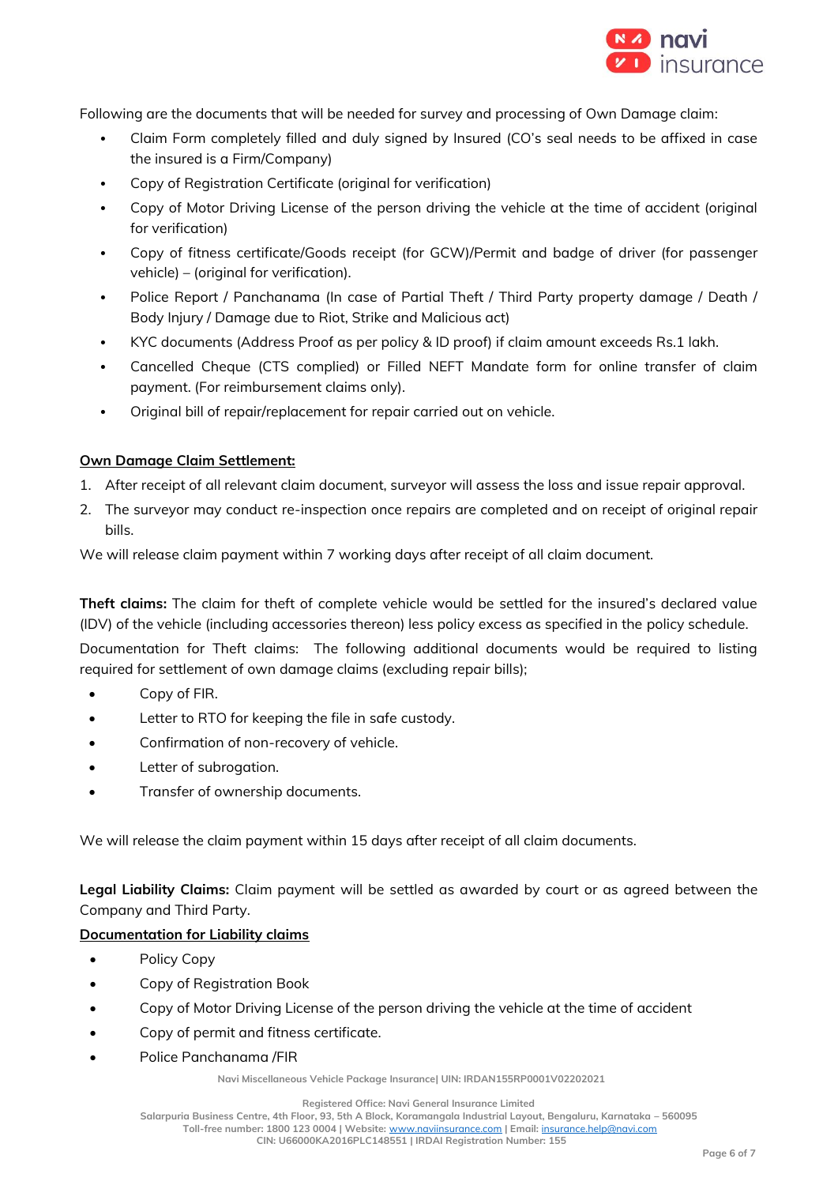Following are the documents that will be needed for survey and processing of Own Damage claim:

- Claim Form completely filled and duly signed by Insured (CO's seal needs to be affixed in case the insured is a Firm/Company)
- Copy of Registration Certificate (original for verification)
- Copy of Motor Driving License of the person driving the vehicle at the time of accident (original for verification)
- Copy of fitness certificate/Goods receipt (for GCW)/Permit and badge of driver (for passenger vehicle) – (original for verification).
- Police Report / Panchanama (In case of Partial Theft / Third Party property damage / Death / Body Injury / Damage due to Riot, Strike and Malicious act)
- KYC documents (Address Proof as per policy & ID proof) if claim amount exceeds Rs.1 lakh.
- Cancelled Cheque (CTS complied) or Filled NEFT Mandate form for online transfer of claim payment. (For reimbursement claims only).
- Original bill of repair/replacement for repair carried out on vehicle.

**Own Damage Claim Settlement:**

1. After receipt of all relevant claim document, surveyor will assess the loss and issue repair approval.
2. The surveyor may conduct re-inspection once repairs are completed and on receipt of original repair bills.

We will release claim payment within 7 working days after receipt of all claim document.

**Theft claims:** The claim for theft of complete vehicle would be settled for the insured's declared value (IDV) of the vehicle (including accessories thereon) less policy excess as specified in the policy schedule.

Documentation for Theft claims: The following additional documents would be required to listing required for settlement of own damage claims (excluding repair bills);

- Copy of FIR.
- Letter to RTO for keeping the file in safe custody.
- Confirmation of non-recovery of vehicle.
- Letter of subrogation.
- Transfer of ownership documents.

We will release the claim payment within 15 days after receipt of all claim documents.

**Legal Liability Claims:** Claim payment will be settled as awarded by court or as agreed between the Company and Third Party.

**Documentation for Liability claims**

- Policy Copy
- Copy of Registration Book
- Copy of Motor Driving License of the person driving the vehicle at the time of accident
- Copy of permit and fitness certificate.
- Police Panchanama /FIR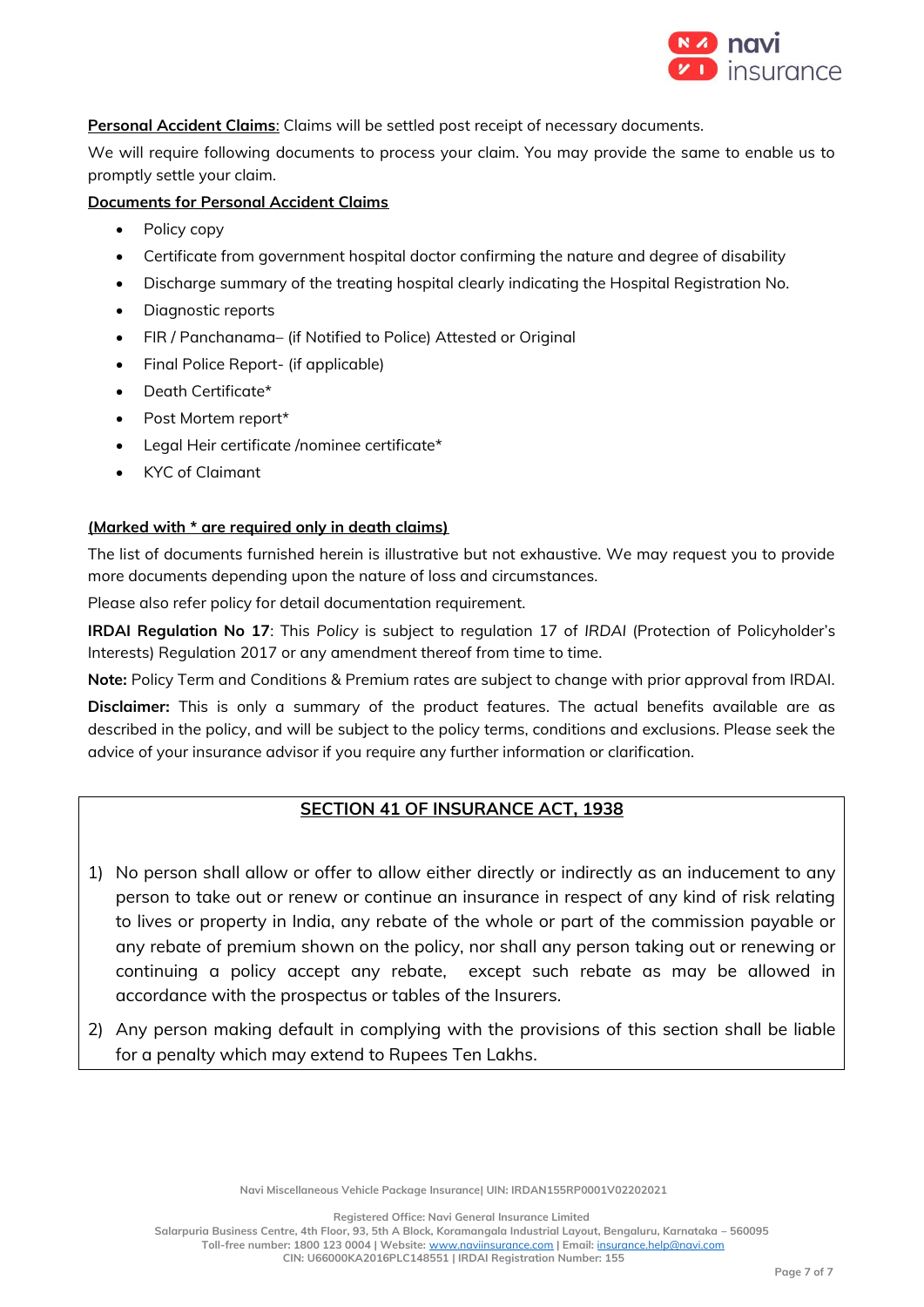**Personal Accident Claims**: Claims will be settled post receipt of necessary documents.

We will require following documents to process your claim. You may provide the same to enable us to promptly settle your claim.

**Documents for Personal Accident Claims**

- Policy copy
- Certificate from government hospital doctor confirming the nature and degree of disability
- Discharge summary of the treating hospital clearly indicating the Hospital Registration No.
- Diagnostic reports
- FIR / Panchanama– (if Notified to Police) Attested or Original
- Final Police Report- (if applicable)
- Death Certificate*
- Post Mortem report*
- Legal Heir certificate /nominee certificate*
- KYC of Claimant

**(Marked with * are required only in death claims)**

The list of documents furnished herein is illustrative but not exhaustive. We may request you to provide more documents depending upon the nature of loss and circumstances.

Please also refer policy for detail documentation requirement.

**IRDAI Regulation No 17**: This *Policy* is subject to regulation 17 of *IRDAI* (Protection of Policyholder's Interests) Regulation 2017 or any amendment thereof from time to time.

**Note:** Policy Term and Conditions & Premium rates are subject to change with prior approval from IRDAI.

**Disclaimer:** This is only a summary of the product features. The actual benefits available are as described in the policy, and will be subject to the policy terms, conditions and exclusions. Please seek the advice of your insurance advisor if you require any further information or clarification.

## SECTION 41 OF INSURANCE ACT, 1938

1) No person shall allow or offer to allow either directly or indirectly as an inducement to any person to take out or renew or continue an insurance in respect of any kind of risk relating to lives or property in India, any rebate of the whole or part of the commission payable or any rebate of premium shown on the policy, nor shall any person taking out or renewing or continuing a policy accept any rebate, except such rebate as may be allowed in accordance with the prospectus or tables of the Insurers.
2) Any person making default in complying with the provisions of this section shall be liable for a penalty which may extend to Rupees Ten Lakhs.